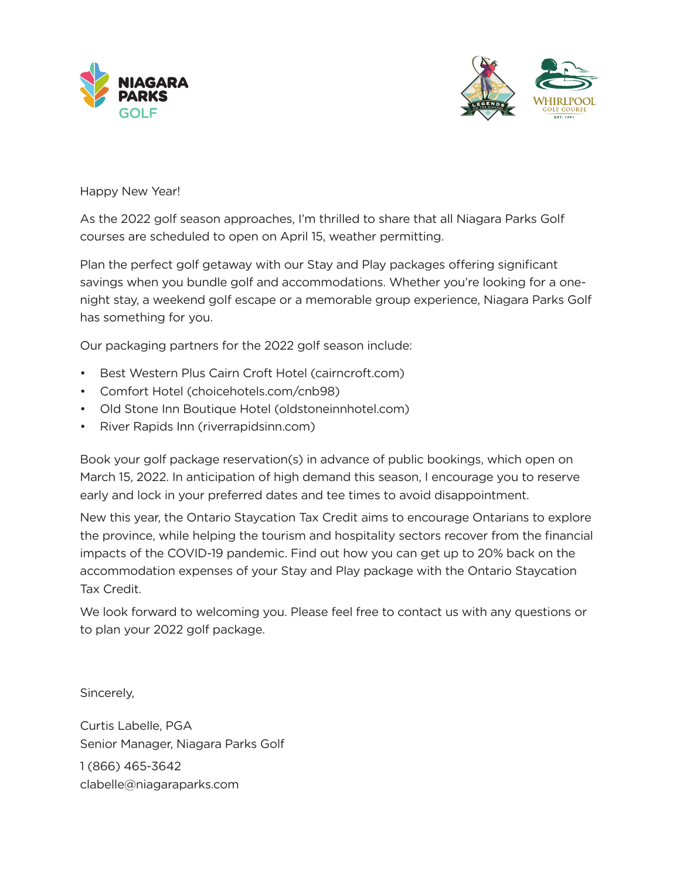Happy New Year!

As the 2022 golf season approaches, I'm thrilled to share that all Niagara Parks Golf courses are scheduled to open on April 15, weather permitting.

Plan the perfect golf getaway with our Stay and Play packages offering significant savings when you bundle golf and accommodations. Whether you're looking for a one-night stay, a weekend golf escape or a memorable group experience, Niagara Parks Golf has something for you.

Our packaging partners for the 2022 golf season include:

- Best Western Plus Cairn Croft Hotel (cairncroft.com)
- Comfort Hotel (choicehotels.com/cnb98)
- Old Stone Inn Boutique Hotel (oldstoneinnhotel.com)
- River Rapids Inn (riverrapidsinn.com)

Book your golf package reservation(s) in advance of public bookings, which open on March 15, 2022. In anticipation of high demand this season, I encourage you to reserve early and lock in your preferred dates and tee times to avoid disappointment.

New this year, the Ontario Staycation Tax Credit aims to encourage Ontarians to explore the province, while helping the tourism and hospitality sectors recover from the financial impacts of the COVID-19 pandemic. Find out how you can get up to 20% back on the accommodation expenses of your Stay and Play package with the Ontario Staycation Tax Credit.

We look forward to welcoming you. Please feel free to contact us with any questions or to plan your 2022 golf package.

Sincerely,

Curtis Labelle, PGA
Senior Manager, Niagara Parks Golf

1 (866) 465-3642
clabelle@niagaraparks.com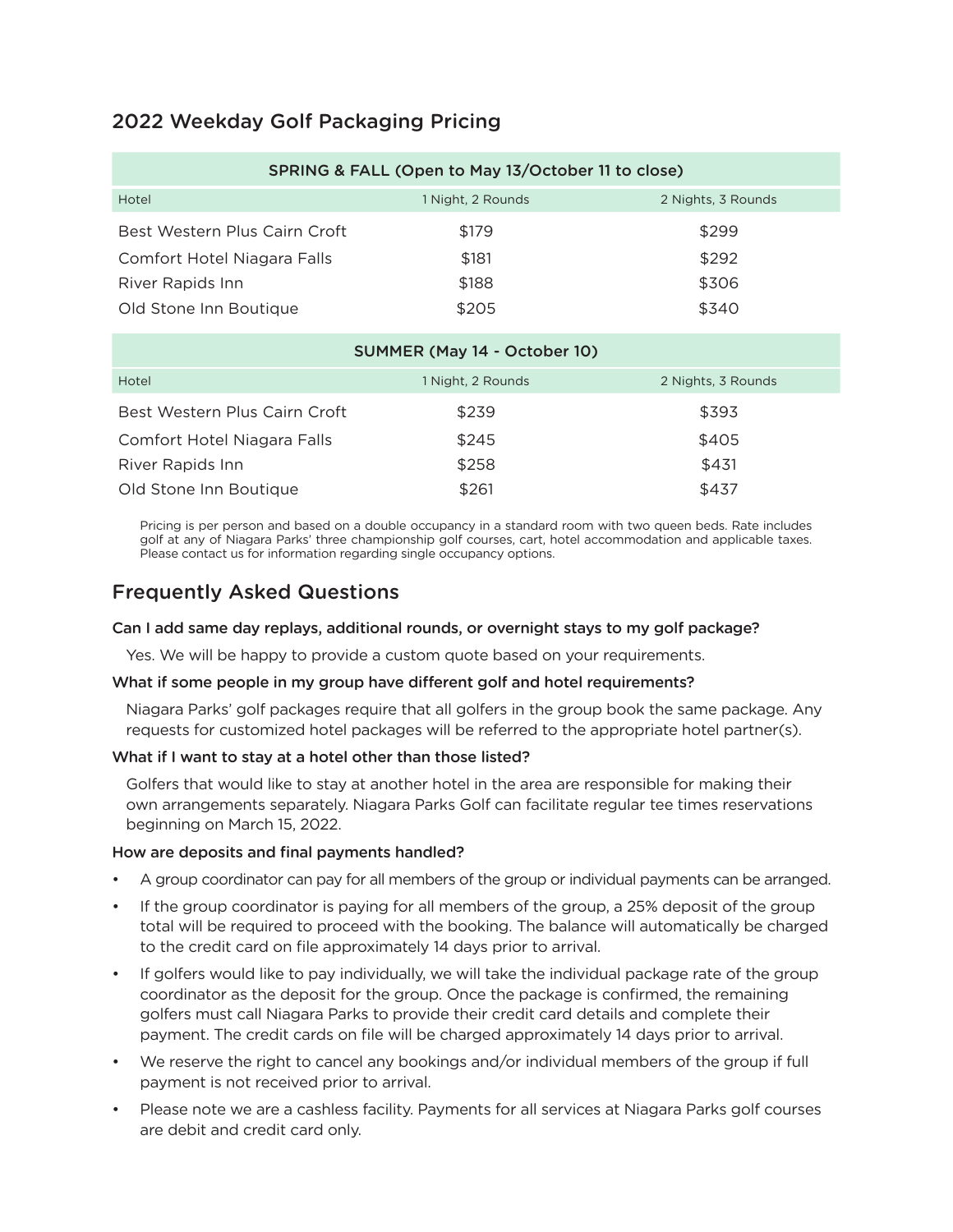## 2022 Weekday Golf Packaging Pricing

| SPRING & FALL (Open to May 13/October 11 to close) | | |
|---|---|---|
| Hotel | 1 Night, 2 Rounds | 2 Nights, 3 Rounds |
| Best Western Plus Cairn Croft | $179 | $299 |
| Comfort Hotel Niagara Falls | $181 | $292 |
| River Rapids Inn | $188 | $306 |
| Old Stone Inn Boutique | $205 | $340 |

| SUMMER (May 14 - October 10) | | |
|---|---|---|
| Hotel | 1 Night, 2 Rounds | 2 Nights, 3 Rounds |
| Best Western Plus Cairn Croft | $239 | $393 |
| Comfort Hotel Niagara Falls | $245 | $405 |
| River Rapids Inn | $258 | $431 |
| Old Stone Inn Boutique | $261 | $437 |

Pricing is per person and based on a double occupancy in a standard room with two queen beds. Rate includes golf at any of Niagara Parks' three championship golf courses, cart, hotel accommodation and applicable taxes. Please contact us for information regarding single occupancy options.

## Frequently Asked Questions

**Can I add same day replays, additional rounds, or overnight stays to my golf package?**

Yes. We will be happy to provide a custom quote based on your requirements.

**What if some people in my group have different golf and hotel requirements?**

Niagara Parks' golf packages require that all golfers in the group book the same package. Any requests for customized hotel packages will be referred to the appropriate hotel partner(s).

**What if I want to stay at a hotel other than those listed?**

Golfers that would like to stay at another hotel in the area are responsible for making their own arrangements separately. Niagara Parks Golf can facilitate regular tee times reservations beginning on March 15, 2022.

**How are deposits and final payments handled?**

- A group coordinator can pay for all members of the group or individual payments can be arranged.
- If the group coordinator is paying for all members of the group, a 25% deposit of the group total will be required to proceed with the booking. The balance will automatically be charged to the credit card on file approximately 14 days prior to arrival.
- If golfers would like to pay individually, we will take the individual package rate of the group coordinator as the deposit for the group. Once the package is confirmed, the remaining golfers must call Niagara Parks to provide their credit card details and complete their payment. The credit cards on file will be charged approximately 14 days prior to arrival.
- We reserve the right to cancel any bookings and/or individual members of the group if full payment is not received prior to arrival.
- Please note we are a cashless facility. Payments for all services at Niagara Parks golf courses are debit and credit card only.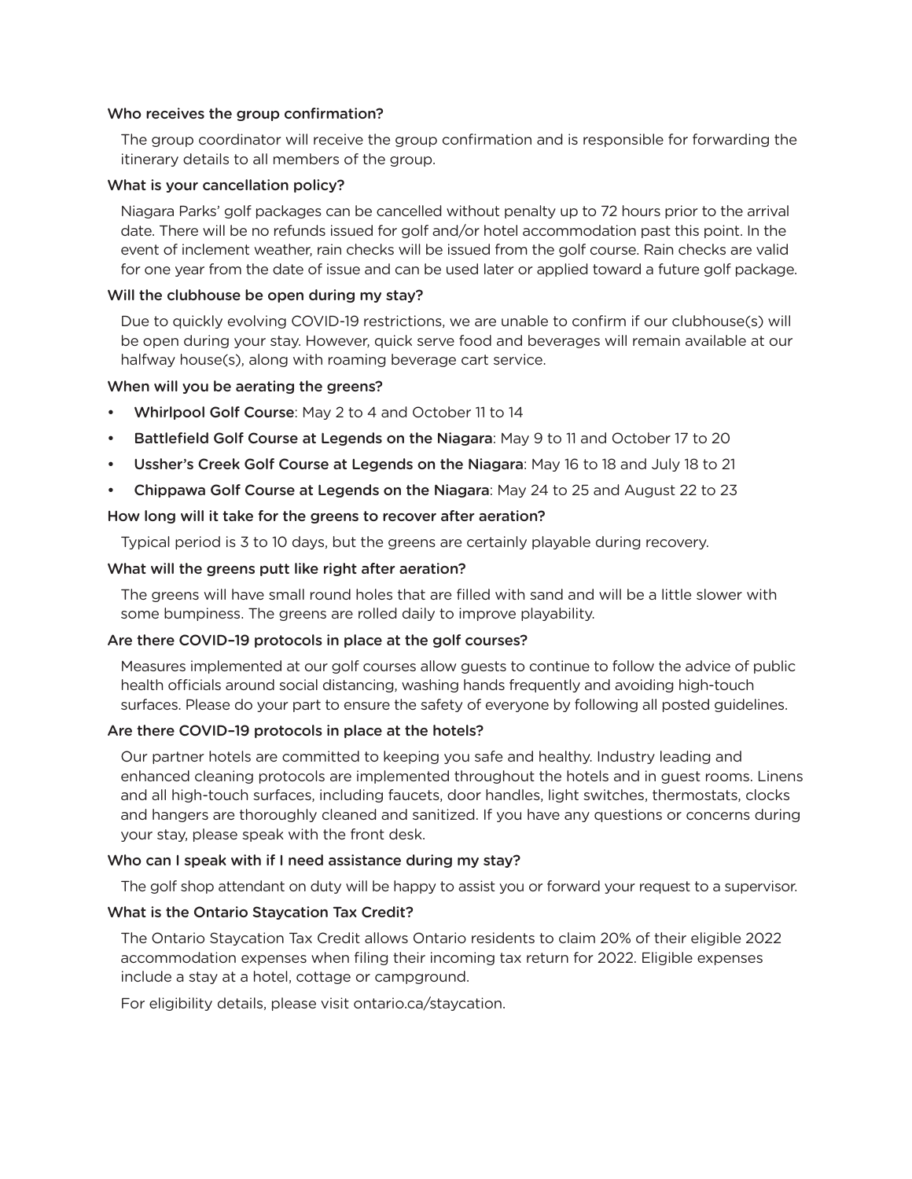### Who receives the group confirmation?

The group coordinator will receive the group confirmation and is responsible for forwarding the itinerary details to all members of the group.

### What is your cancellation policy?

Niagara Parks' golf packages can be cancelled without penalty up to 72 hours prior to the arrival date. There will be no refunds issued for golf and/or hotel accommodation past this point. In the event of inclement weather, rain checks will be issued from the golf course. Rain checks are valid for one year from the date of issue and can be used later or applied toward a future golf package.

### Will the clubhouse be open during my stay?

Due to quickly evolving COVID-19 restrictions, we are unable to confirm if our clubhouse(s) will be open during your stay. However, quick serve food and beverages will remain available at our halfway house(s), along with roaming beverage cart service.

### When will you be aerating the greens?

- **Whirlpool Golf Course**: May 2 to 4 and October 11 to 14
- **Battlefield Golf Course at Legends on the Niagara**: May 9 to 11 and October 17 to 20
- **Ussher's Creek Golf Course at Legends on the Niagara**: May 16 to 18 and July 18 to 21
- **Chippawa Golf Course at Legends on the Niagara**: May 24 to 25 and August 22 to 23

### How long will it take for the greens to recover after aeration?

Typical period is 3 to 10 days, but the greens are certainly playable during recovery.

### What will the greens putt like right after aeration?

The greens will have small round holes that are filled with sand and will be a little slower with some bumpiness. The greens are rolled daily to improve playability.

### Are there COVID–19 protocols in place at the golf courses?

Measures implemented at our golf courses allow guests to continue to follow the advice of public health officials around social distancing, washing hands frequently and avoiding high-touch surfaces. Please do your part to ensure the safety of everyone by following all posted guidelines.

### Are there COVID–19 protocols in place at the hotels?

Our partner hotels are committed to keeping you safe and healthy. Industry leading and enhanced cleaning protocols are implemented throughout the hotels and in guest rooms. Linens and all high-touch surfaces, including faucets, door handles, light switches, thermostats, clocks and hangers are thoroughly cleaned and sanitized. If you have any questions or concerns during your stay, please speak with the front desk.

### Who can I speak with if I need assistance during my stay?

The golf shop attendant on duty will be happy to assist you or forward your request to a supervisor.

### What is the Ontario Staycation Tax Credit?

The Ontario Staycation Tax Credit allows Ontario residents to claim 20% of their eligible 2022 accommodation expenses when filing their incoming tax return for 2022. Eligible expenses include a stay at a hotel, cottage or campground.

For eligibility details, please visit ontario.ca/staycation.